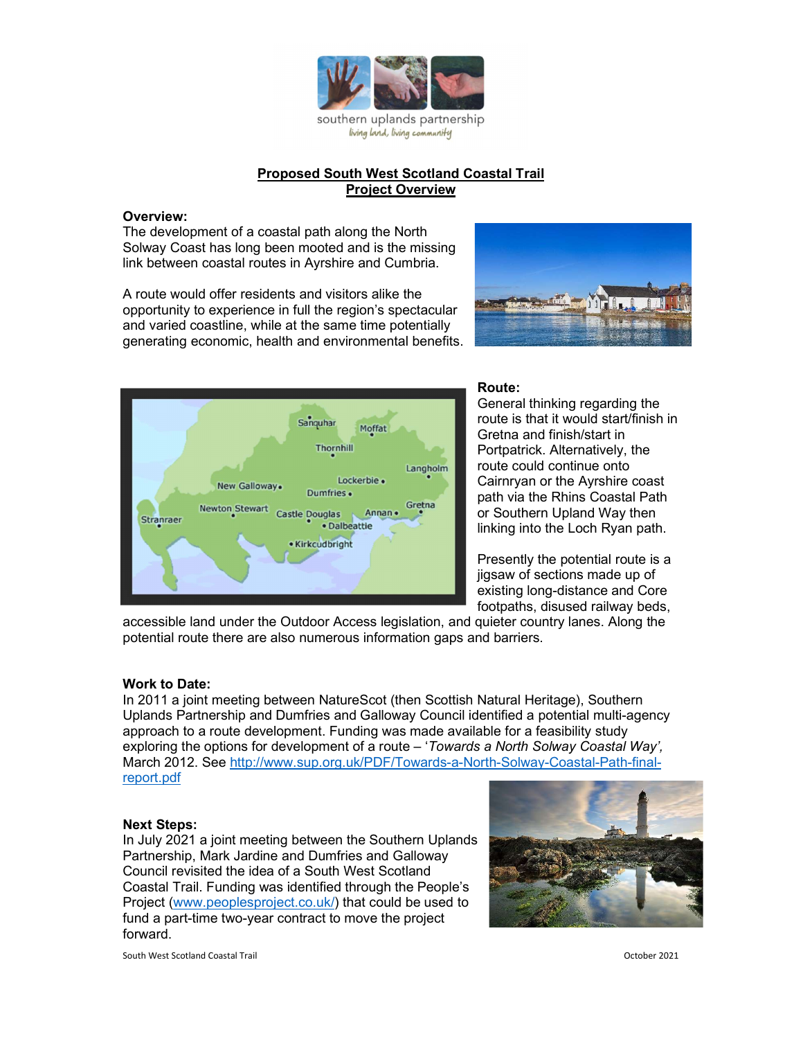# Proposed South West Scotland Coastal Trail
## Project Overview

**Overview:**

The development of a coastal path along the North Solway Coast has long been mooted and is the missing link between coastal routes in Ayrshire and Cumbria.

A route would offer residents and visitors alike the opportunity to experience in full the region's spectacular and varied coastline, while at the same time potentially generating economic, health and environmental benefits.

**Route:**

General thinking regarding the route is that it would start/finish in Gretna and finish/start in Portpatrick. Alternatively, the route could continue onto Cairnryan or the Ayrshire coast path via the Rhins Coastal Path or Southern Upland Way then linking into the Loch Ryan path.

Presently the potential route is a jigsaw of sections made up of existing long-distance and Core footpaths, disused railway beds, accessible land under the Outdoor Access legislation, and quieter country lanes. Along the potential route there are also numerous information gaps and barriers.

**Work to Date:**

In 2011 a joint meeting between NatureScot (then Scottish Natural Heritage), Southern Uplands Partnership and Dumfries and Galloway Council identified a potential multi-agency approach to a route development. Funding was made available for a feasibility study exploring the options for development of a route – '*Towards a North Solway Coastal Way',* March 2012. See http://www.sup.org.uk/PDF/Towards-a-North-Solway-Coastal-Path-final-report.pdf

**Next Steps:**

In July 2021 a joint meeting between the Southern Uplands Partnership, Mark Jardine and Dumfries and Galloway Council revisited the idea of a South West Scotland Coastal Trail. Funding was identified through the People's Project (www.peoplesproject.co.uk/) that could be used to fund a part-time two-year contract to move the project forward.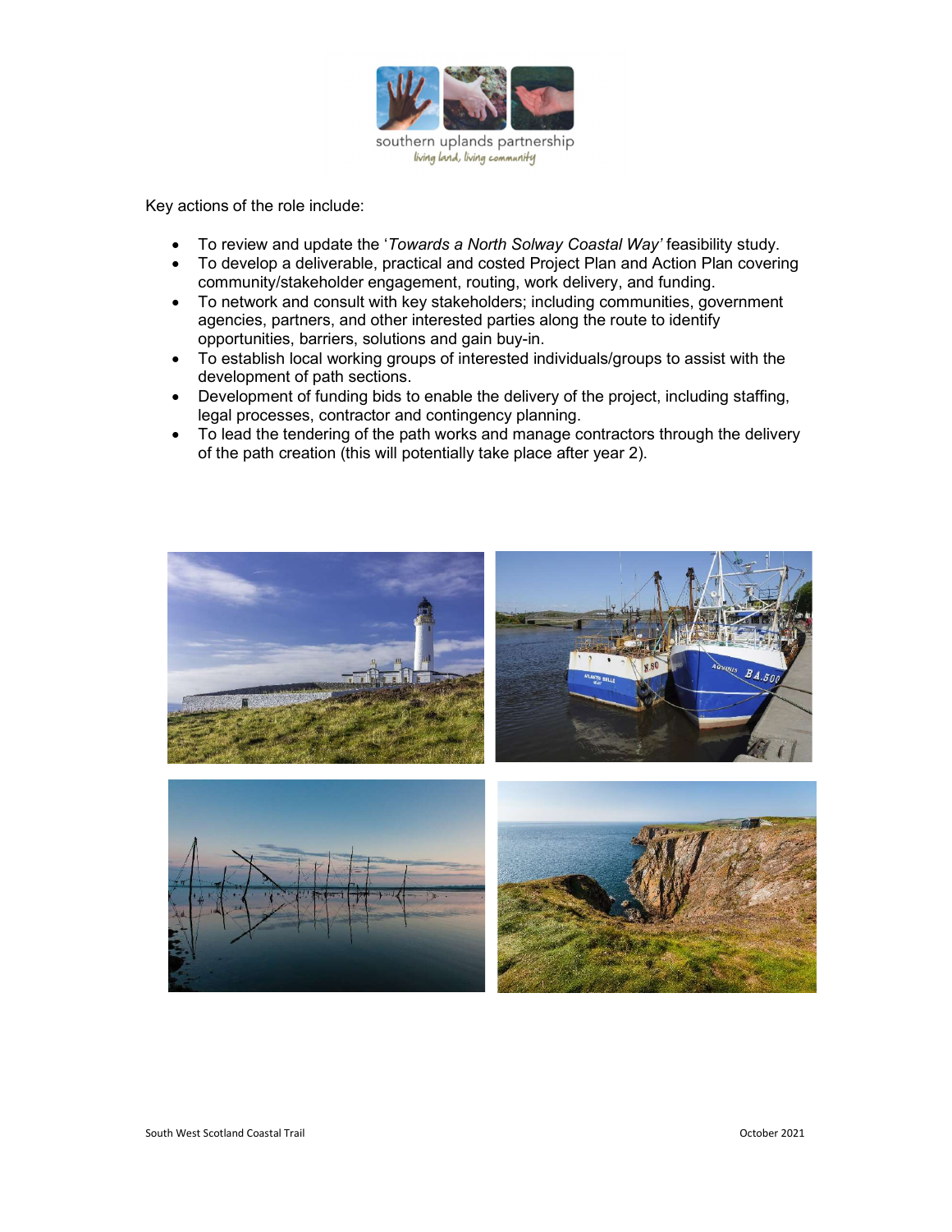Key actions of the role include:

- To review and update the '*Towards a North Solway Coastal Way'* feasibility study.
- To develop a deliverable, practical and costed Project Plan and Action Plan covering community/stakeholder engagement, routing, work delivery, and funding.
- To network and consult with key stakeholders; including communities, government agencies, partners, and other interested parties along the route to identify opportunities, barriers, solutions and gain buy-in.
- To establish local working groups of interested individuals/groups to assist with the development of path sections.
- Development of funding bids to enable the delivery of the project, including staffing, legal processes, contractor and contingency planning.
- To lead the tendering of the path works and manage contractors through the delivery of the path creation (this will potentially take place after year 2).